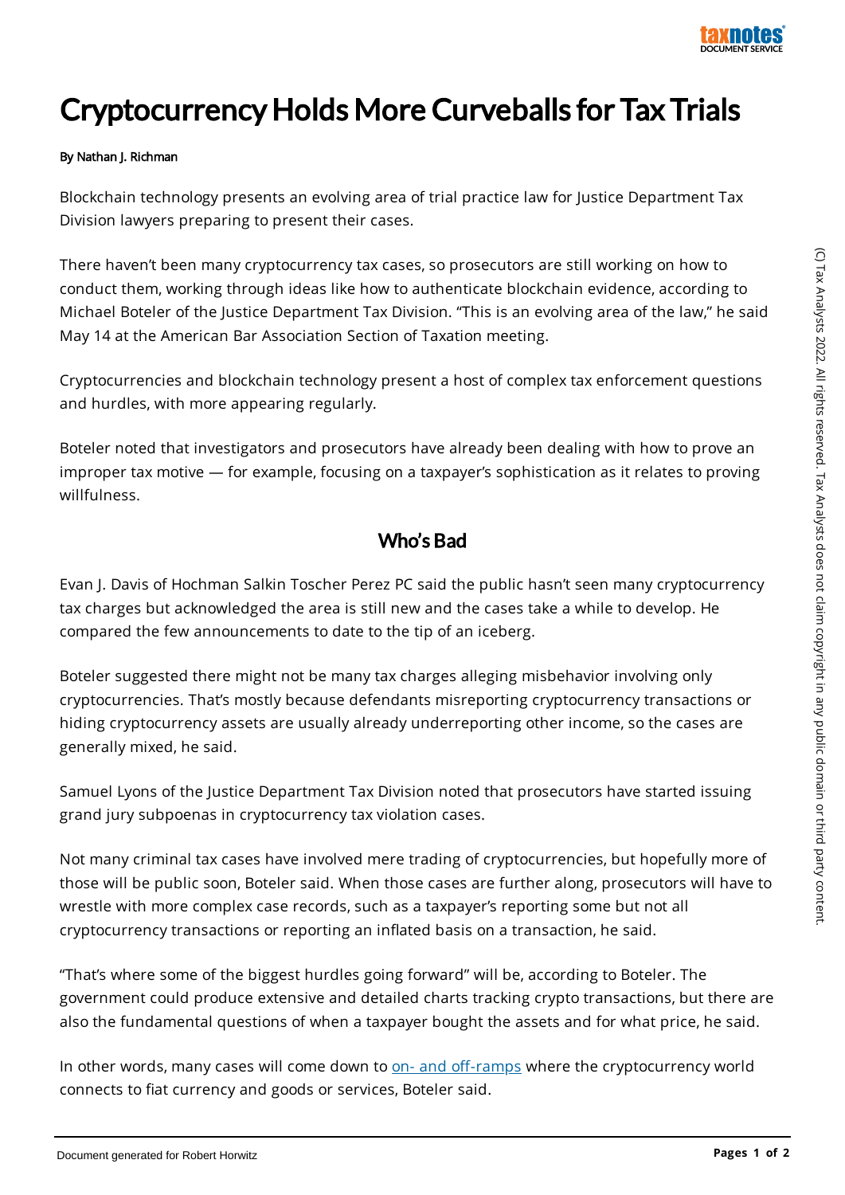# Cryptocurrency Holds More Curveballs for Tax Trials

By Nathan J. Richman

Blockchain technology presents an evolving area of trial practice law for Justice Department Tax Division lawyers preparing to present their cases.

There haven't been many cryptocurrency tax cases, so prosecutors are still working on how to conduct them, working through ideas like how to authenticate blockchain evidence, according to Michael Boteler of the Justice Department Tax Division. "This is an evolving area of the law," he said May 14 at the American Bar Association Section of Taxation meeting.

Cryptocurrencies and blockchain technology present a host of complex tax enforcement questions and hurdles, with more appearing regularly.

Boteler noted that investigators and prosecutors have already been dealing with how to prove an improper tax motive — for example, focusing on a taxpayer's sophistication as it relates to proving willfulness.

## Who's Bad

Evan J. Davis of Hochman Salkin Toscher Perez PC said the public hasn't seen many cryptocurrency tax charges but acknowledged the area is still new and the cases take a while to develop. He compared the few announcements to date to the tip of an iceberg.

Boteler suggested there might not be many tax charges alleging misbehavior involving only cryptocurrencies. That's mostly because defendants misreporting cryptocurrency transactions or hiding cryptocurrency assets are usually already underreporting other income, so the cases are generally mixed, he said.

Samuel Lyons of the Justice Department Tax Division noted that prosecutors have started issuing grand jury subpoenas in cryptocurrency tax violation cases.

Not many criminal tax cases have involved mere trading of cryptocurrencies, but hopefully more of those will be public soon, Boteler said. When those cases are further along, prosecutors will have to wrestle with more complex case records, such as a taxpayer's reporting some but not all cryptocurrency transactions or reporting an inflated basis on a transaction, he said.

"That's where some of the biggest hurdles going forward" will be, according to Boteler. The government could produce extensive and detailed charts tracking crypto transactions, but there are also the fundamental questions of when a taxpayer bought the assets and for what price, he said.

In other words, many cases will come down to on- and off-ramps where the cryptocurrency world connects to fiat currency and goods or services, Boteler said.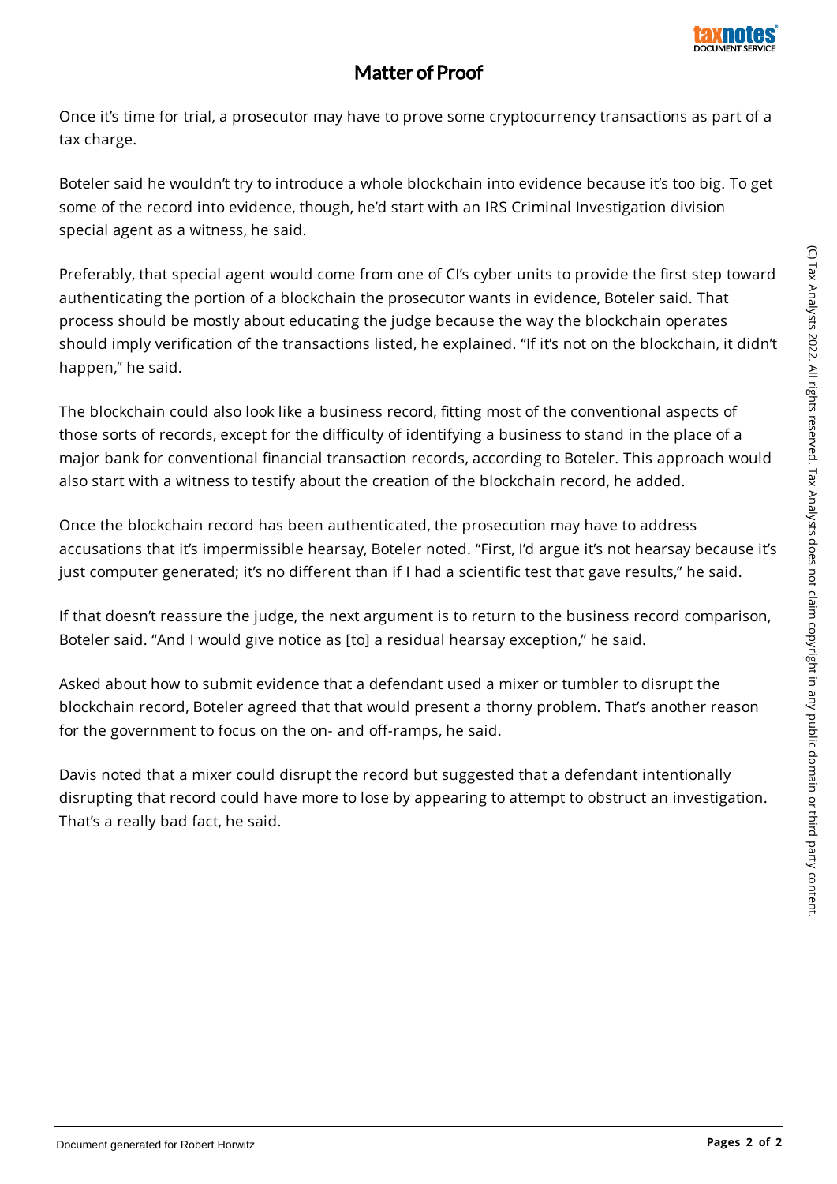## Matter of Proof

Once it's time for trial, a prosecutor may have to prove some cryptocurrency transactions as part of a tax charge.

Boteler said he wouldn't try to introduce a whole blockchain into evidence because it's too big. To get some of the record into evidence, though, he'd start with an IRS Criminal Investigation division special agent as a witness, he said.

Preferably, that special agent would come from one of CI's cyber units to provide the first step toward authenticating the portion of a blockchain the prosecutor wants in evidence, Boteler said. That process should be mostly about educating the judge because the way the blockchain operates should imply verification of the transactions listed, he explained. "If it's not on the blockchain, it didn't happen," he said.

The blockchain could also look like a business record, fitting most of the conventional aspects of those sorts of records, except for the difficulty of identifying a business to stand in the place of a major bank for conventional financial transaction records, according to Boteler. This approach would also start with a witness to testify about the creation of the blockchain record, he added.

Once the blockchain record has been authenticated, the prosecution may have to address accusations that it's impermissible hearsay, Boteler noted. "First, I'd argue it's not hearsay because it's just computer generated; it's no different than if I had a scientific test that gave results," he said.

If that doesn't reassure the judge, the next argument is to return to the business record comparison, Boteler said. "And I would give notice as [to] a residual hearsay exception," he said.

Asked about how to submit evidence that a defendant used a mixer or tumbler to disrupt the blockchain record, Boteler agreed that that would present a thorny problem. That's another reason for the government to focus on the on- and off-ramps, he said.

Davis noted that a mixer could disrupt the record but suggested that a defendant intentionally disrupting that record could have more to lose by appearing to attempt to obstruct an investigation. That's a really bad fact, he said.